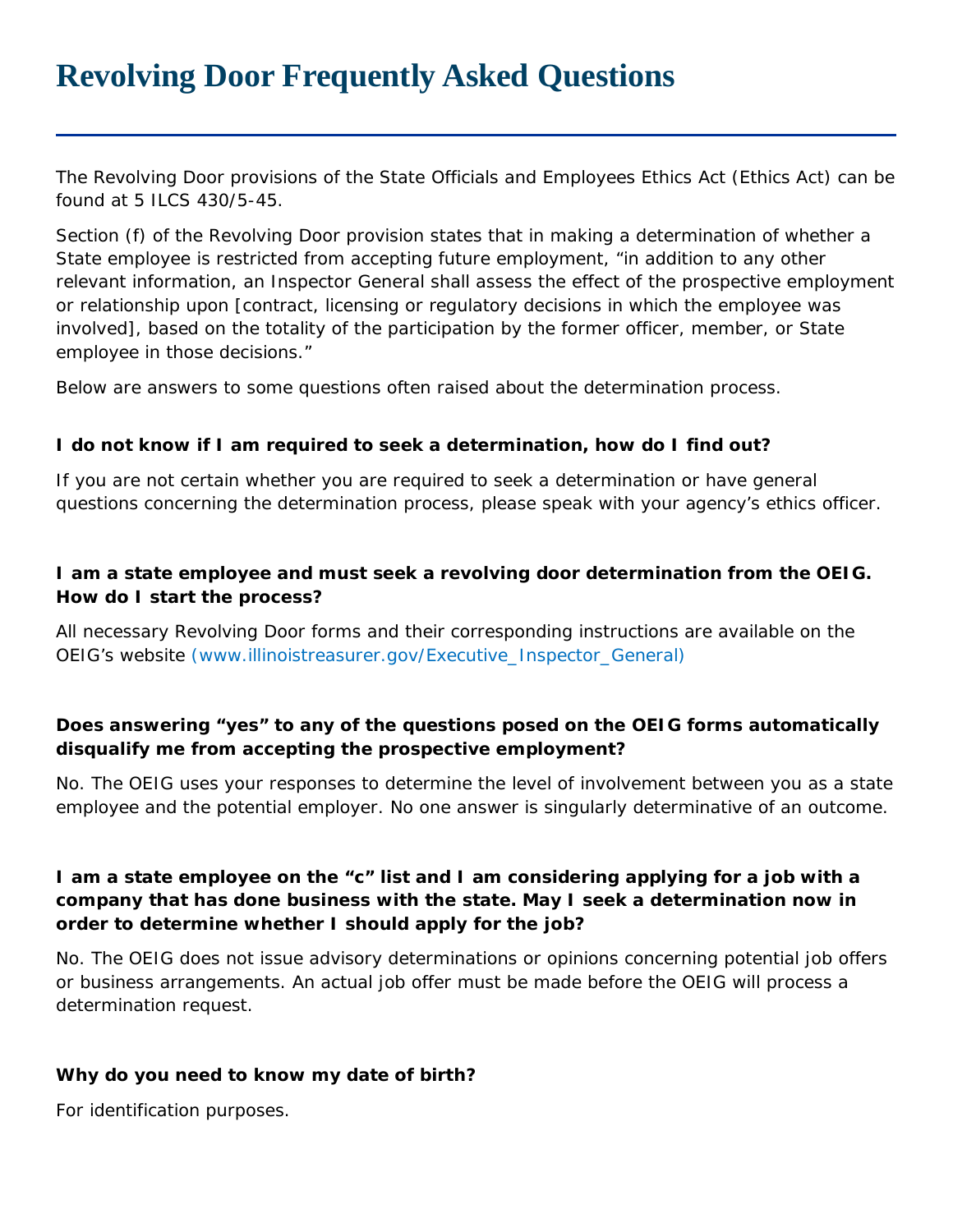# Revolving Door Frequently Asked Questions

The Revolving Door provisions of the State Officials and Employees Ethics Act (Ethics Act) can be found at 5 ILCS 430/5-45.

Section (f) of the Revolving Door provision states that in making a determination of whether a State employee is restricted from accepting future employment, "in addition to any other relevant information, an Inspector General shall assess the effect of the prospective employment or relationship upon [contract, licensing or regulatory decisions in which the employee was involved], based on the totality of the participation by the former officer, member, or State employee in those decisions."

Below are answers to some questions often raised about the determination process.

**I do not know if I am required to seek a determination, how do I find out?**

If you are not certain whether you are required to seek a determination or have general questions concerning the determination process, please speak with your agency's ethics officer.

**I am a state employee and must seek a revolving door determination from the OEIG. How do I start the process?**

All necessary Revolving Door forms and their corresponding instructions are available on the OEIG's website (www.illinoistreasurer.gov/Executive_Inspector_General)

**Does answering "yes" to any of the questions posed on the OEIG forms automatically disqualify me from accepting the prospective employment?**

No. The OEIG uses your responses to determine the level of involvement between you as a state employee and the potential employer. No one answer is singularly determinative of an outcome.

**I am a state employee on the "c" list and I am considering applying for a job with a company that has done business with the state. May I seek a determination now in order to determine whether I should apply for the job?**

No. The OEIG does not issue advisory determinations or opinions concerning potential job offers or business arrangements. An actual job offer must be made before the OEIG will process a determination request.

**Why do you need to know my date of birth?**

For identification purposes.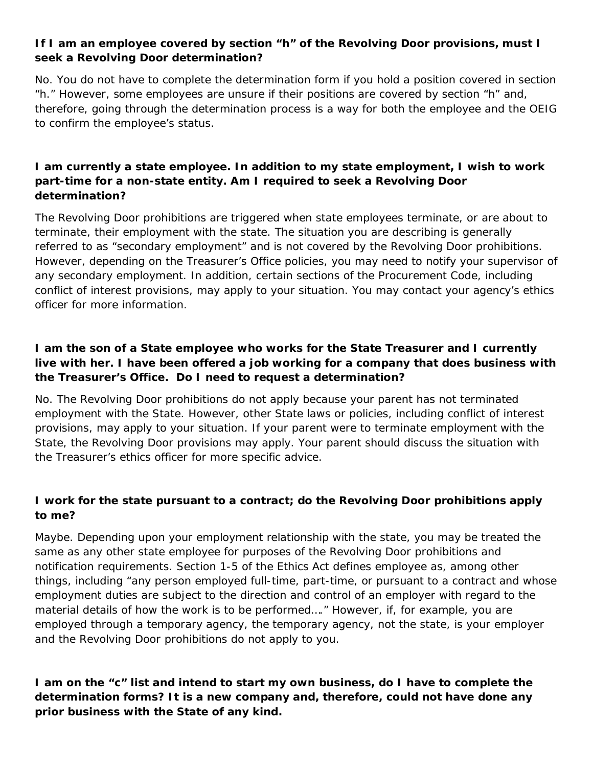**If I am an employee covered by section "h" of the Revolving Door provisions, must I seek a Revolving Door determination?**

No. You do not have to complete the determination form if you hold a position covered in section "h." However, some employees are unsure if their positions are covered by section "h" and, therefore, going through the determination process is a way for both the employee and the OEIG to confirm the employee's status.

**I am currently a state employee. In addition to my state employment, I wish to work part-time for a non-state entity. Am I required to seek a Revolving Door determination?**

The Revolving Door prohibitions are triggered when state employees terminate, or are about to terminate, their employment with the state. The situation you are describing is generally referred to as "secondary employment" and is not covered by the Revolving Door prohibitions. However, depending on the Treasurer's Office policies, you may need to notify your supervisor of any secondary employment. In addition, certain sections of the Procurement Code, including conflict of interest provisions, may apply to your situation. You may contact your agency's ethics officer for more information.

**I am the son of a State employee who works for the State Treasurer and I currently live with her. I have been offered a job working for a company that does business with the Treasurer's Office. Do I need to request a determination?**

No. The Revolving Door prohibitions do not apply because your parent has not terminated employment with the State. However, other State laws or policies, including conflict of interest provisions, may apply to your situation. If your parent were to terminate employment with the State, the Revolving Door provisions may apply. Your parent should discuss the situation with the Treasurer's ethics officer for more specific advice.

**I work for the state pursuant to a contract; do the Revolving Door prohibitions apply to me?**

Maybe. Depending upon your employment relationship with the state, you may be treated the same as any other state employee for purposes of the Revolving Door prohibitions and notification requirements. Section 1-5 of the Ethics Act defines employee as, among other things, including "any person employed full-time, part-time, or pursuant to a contract and whose employment duties are subject to the direction and control of an employer with regard to the material details of how the work is to be performed…." However, if, for example, you are employed through a temporary agency, the temporary agency, not the state, is your employer and the Revolving Door prohibitions do not apply to you.

**I am on the "c" list and intend to start my own business, do I have to complete the determination forms? It is a new company and, therefore, could not have done any prior business with the State of any kind.**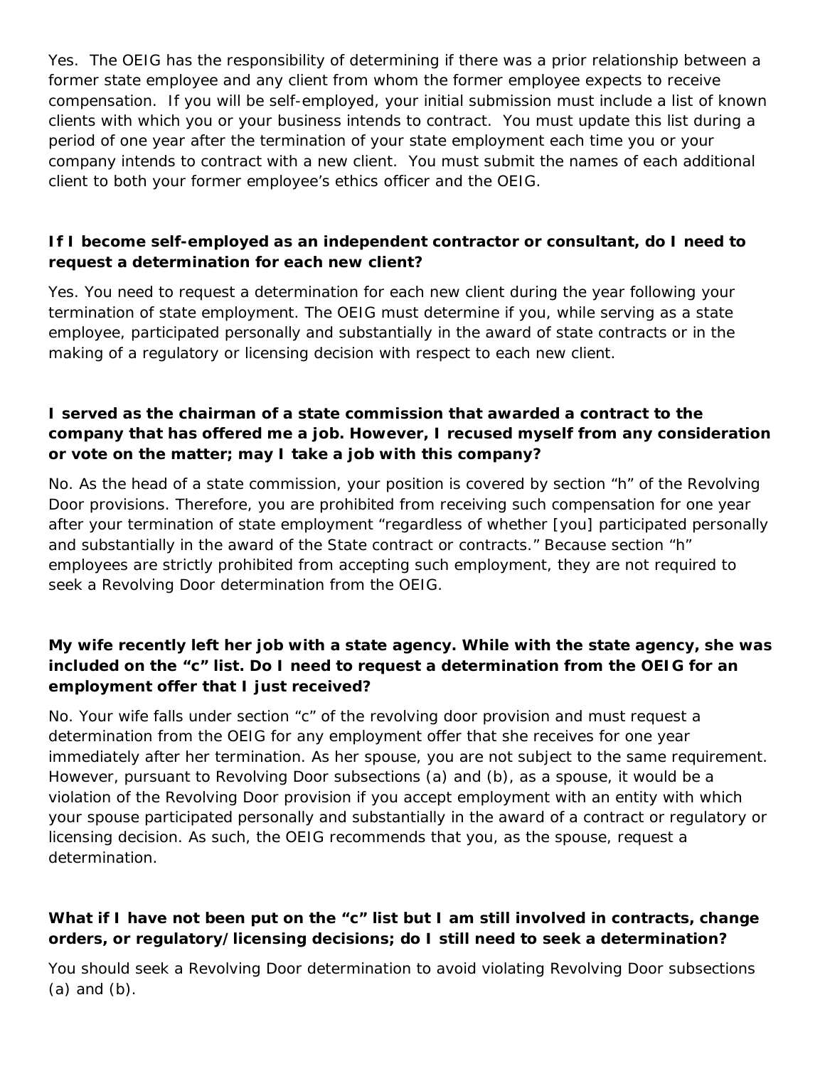Yes. The OEIG has the responsibility of determining if there was a prior relationship between a former state employee and any client from whom the former employee expects to receive compensation. If you will be self-employed, your initial submission must include a list of known clients with which you or your business intends to contract. You must update this list during a period of one year after the termination of your state employment each time you or your company intends to contract with a new client. You must submit the names of each additional client to both your former employee's ethics officer and the OEIG.

**If I become self-employed as an independent contractor or consultant, do I need to request a determination for each new client?**

Yes. You need to request a determination for each new client during the year following your termination of state employment. The OEIG must determine if you, while serving as a state employee, participated personally and substantially in the award of state contracts or in the making of a regulatory or licensing decision with respect to each new client.

**I served as the chairman of a state commission that awarded a contract to the company that has offered me a job. However, I recused myself from any consideration or vote on the matter; may I take a job with this company?**

No. As the head of a state commission, your position is covered by section "h" of the Revolving Door provisions. Therefore, you are prohibited from receiving such compensation for one year after your termination of state employment "regardless of whether [you] participated personally and substantially in the award of the State contract or contracts." Because section "h" employees are strictly prohibited from accepting such employment, they are not required to seek a Revolving Door determination from the OEIG.

**My wife recently left her job with a state agency. While with the state agency, she was included on the "c" list. Do I need to request a determination from the OEIG for an employment offer that I just received?**

No. Your wife falls under section "c" of the revolving door provision and must request a determination from the OEIG for any employment offer that she receives for one year immediately after her termination. As her spouse, you are not subject to the same requirement. However, pursuant to Revolving Door subsections (a) and (b), as a spouse, it would be a violation of the Revolving Door provision if you accept employment with an entity with which your spouse participated personally and substantially in the award of a contract or regulatory or licensing decision. As such, the OEIG recommends that you, as the spouse, request a determination.

**What if I have not been put on the "c" list but I am still involved in contracts, change orders, or regulatory/licensing decisions; do I still need to seek a determination?**

You should seek a Revolving Door determination to avoid violating Revolving Door subsections (a) and (b).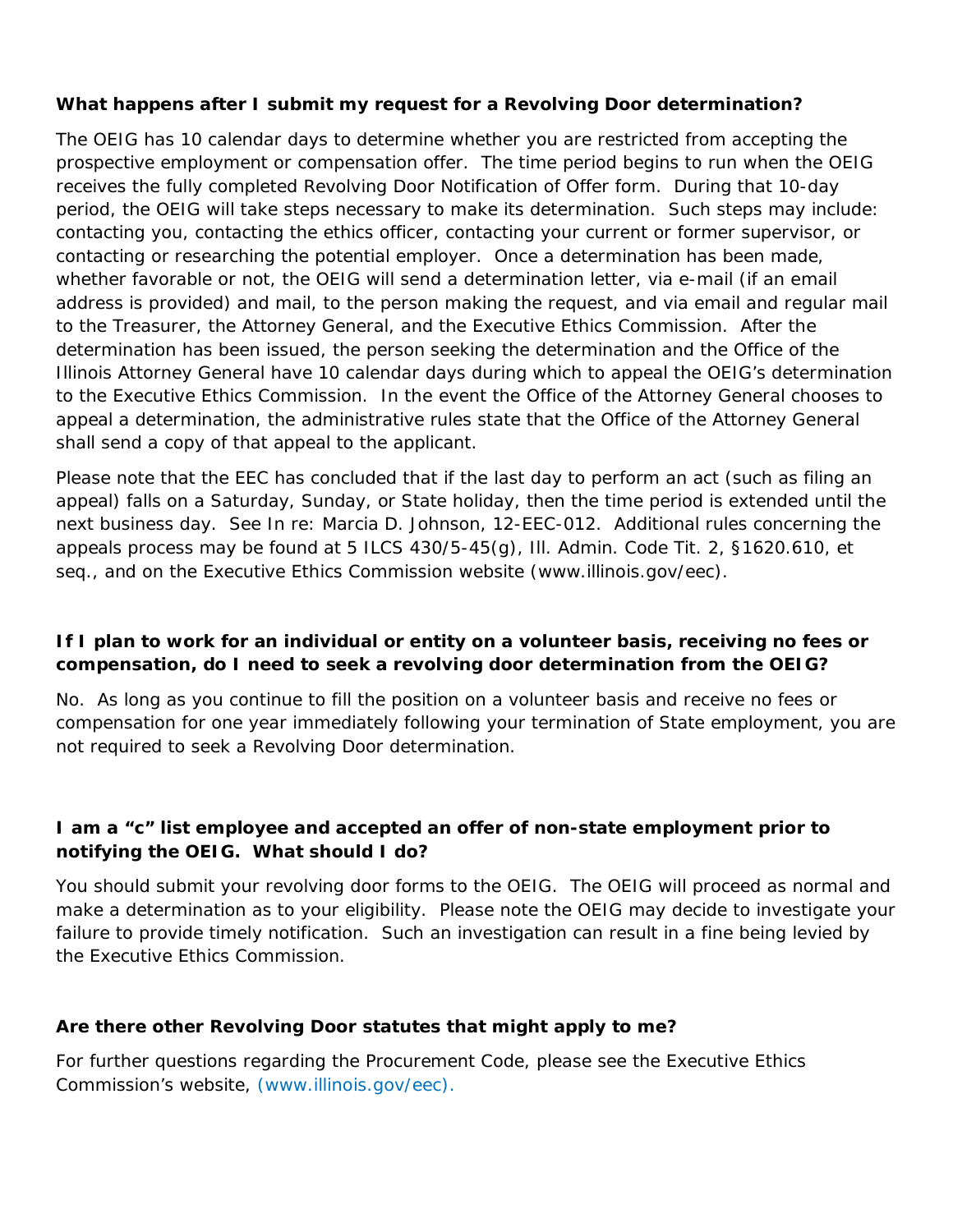**What happens after I submit my request for a Revolving Door determination?**

The OEIG has 10 calendar days to determine whether you are restricted from accepting the prospective employment or compensation offer. The time period begins to run when the OEIG receives the fully completed Revolving Door Notification of Offer form. During that 10-day period, the OEIG will take steps necessary to make its determination. Such steps may include: contacting you, contacting the ethics officer, contacting your current or former supervisor, or contacting or researching the potential employer. Once a determination has been made, whether favorable or not, the OEIG will send a determination letter, via e-mail (if an email address is provided) and mail, to the person making the request, and via email and regular mail to the Treasurer, the Attorney General, and the Executive Ethics Commission. After the determination has been issued, the person seeking the determination and the Office of the Illinois Attorney General have 10 calendar days during which to appeal the OEIG's determination to the Executive Ethics Commission. In the event the Office of the Attorney General chooses to appeal a determination, the administrative rules state that the Office of the Attorney General shall send a copy of that appeal to the applicant.

Please note that the EEC has concluded that if the last day to perform an act (such as filing an appeal) falls on a Saturday, Sunday, or State holiday, then the time period is extended until the next business day. See In re: Marcia D. Johnson, 12-EEC-012. Additional rules concerning the appeals process may be found at 5 ILCS 430/5-45(g), Ill. Admin. Code Tit. 2, §1620.610, et seq., and on the Executive Ethics Commission website (www.illinois.gov/eec).

**If I plan to work for an individual or entity on a volunteer basis, receiving no fees or compensation, do I need to seek a revolving door determination from the OEIG?**

No. As long as you continue to fill the position on a volunteer basis and receive no fees or compensation for one year immediately following your termination of State employment, you are not required to seek a Revolving Door determination.

**I am a "c" list employee and accepted an offer of non-state employment prior to notifying the OEIG. What should I do?**

You should submit your revolving door forms to the OEIG. The OEIG will proceed as normal and make a determination as to your eligibility. Please note the OEIG may decide to investigate your failure to provide timely notification. Such an investigation can result in a fine being levied by the Executive Ethics Commission.

**Are there other Revolving Door statutes that might apply to me?**

For further questions regarding the Procurement Code, please see the Executive Ethics Commission's website, (www.illinois.gov/eec).